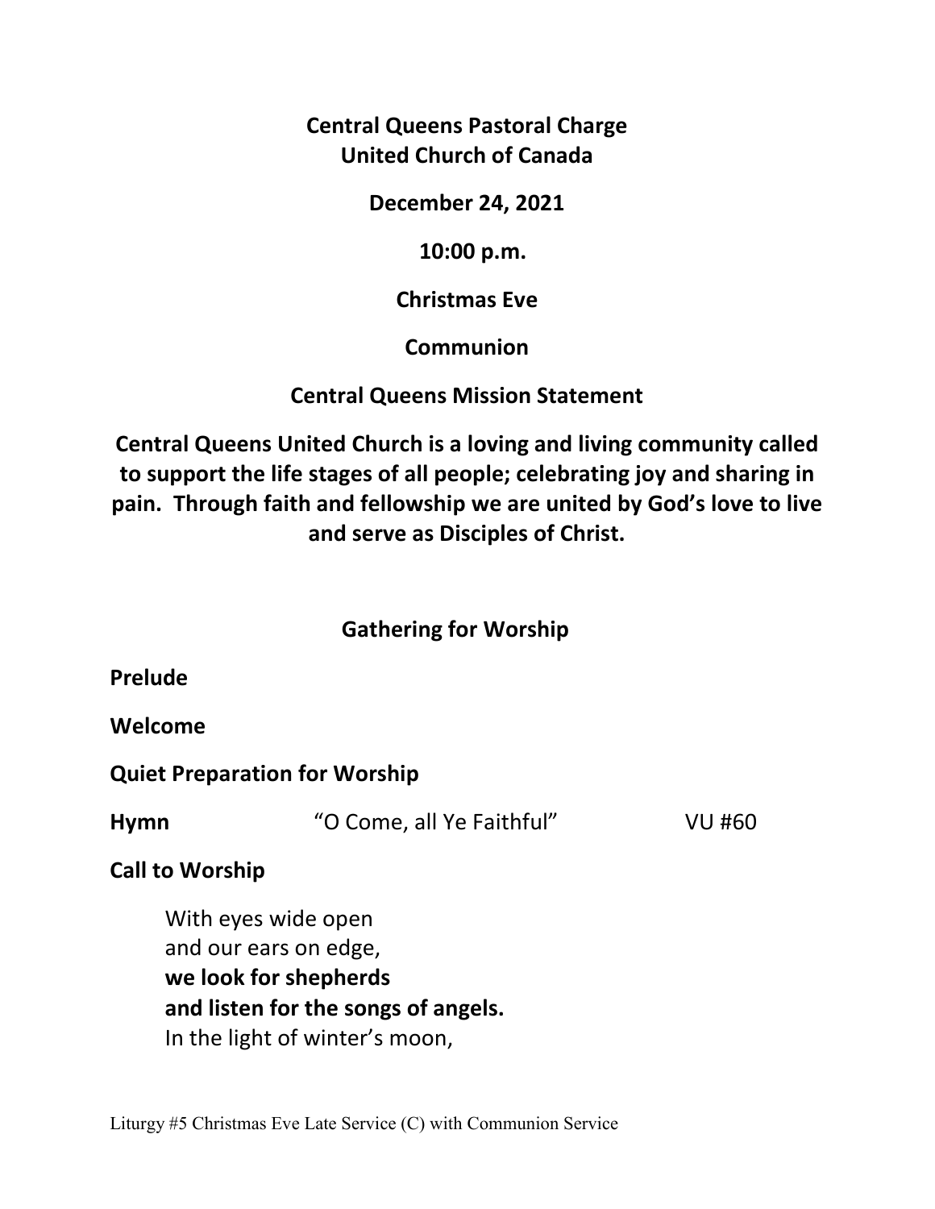**Central Queens Pastoral Charge**
**United Church of Canada**

**December 24, 2021**

**10:00 p.m.**

**Christmas Eve**

**Communion**

**Central Queens Mission Statement**

**Central Queens United Church is a loving and living community called to support the life stages of all people; celebrating joy and sharing in pain. Through faith and fellowship we are united by God's love to live and serve as Disciples of Christ.**

## Gathering for Worship

**Prelude**

**Welcome**

**Quiet Preparation for Worship**

**Hymn** "O Come, all Ye Faithful" VU #60

**Call to Worship**

With eyes wide open
and our ears on edge,
**we look for shepherds**
**and listen for the songs of angels.**
In the light of winter's moon,

Liturgy #5 Christmas Eve Late Service (C) with Communion Service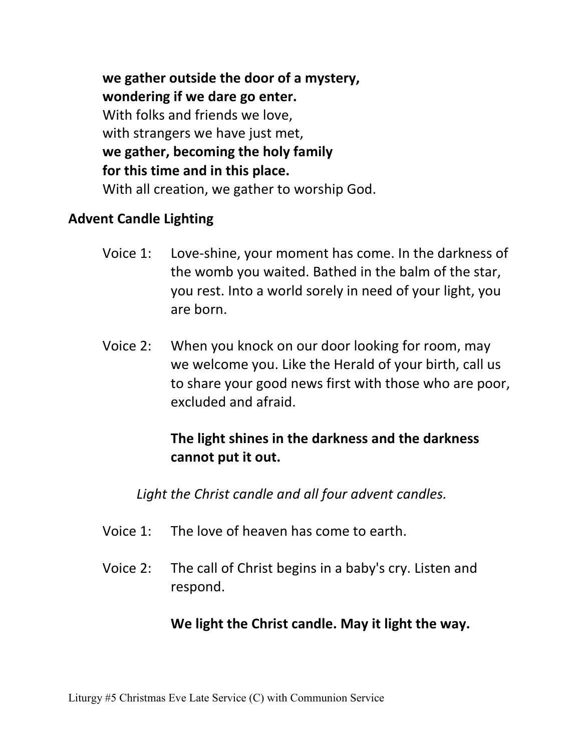**we gather outside the door of a mystery,**
**wondering if we dare go enter.**
With folks and friends we love,
with strangers we have just met,
**we gather, becoming the holy family**
**for this time and in this place.**
With all creation, we gather to worship God.

## Advent Candle Lighting

Voice 1: Love-shine, your moment has come. In the darkness of the womb you waited. Bathed in the balm of the star, you rest. Into a world sorely in need of your light, you are born.

Voice 2: When you knock on our door looking for room, may we welcome you. Like the Herald of your birth, call us to share your good news first with those who are poor, excluded and afraid.

**The light shines in the darkness and the darkness cannot put it out.**

*Light the Christ candle and all four advent candles.*

Voice 1: The love of heaven has come to earth.

Voice 2: The call of Christ begins in a baby's cry. Listen and respond.

**We light the Christ candle. May it light the way.**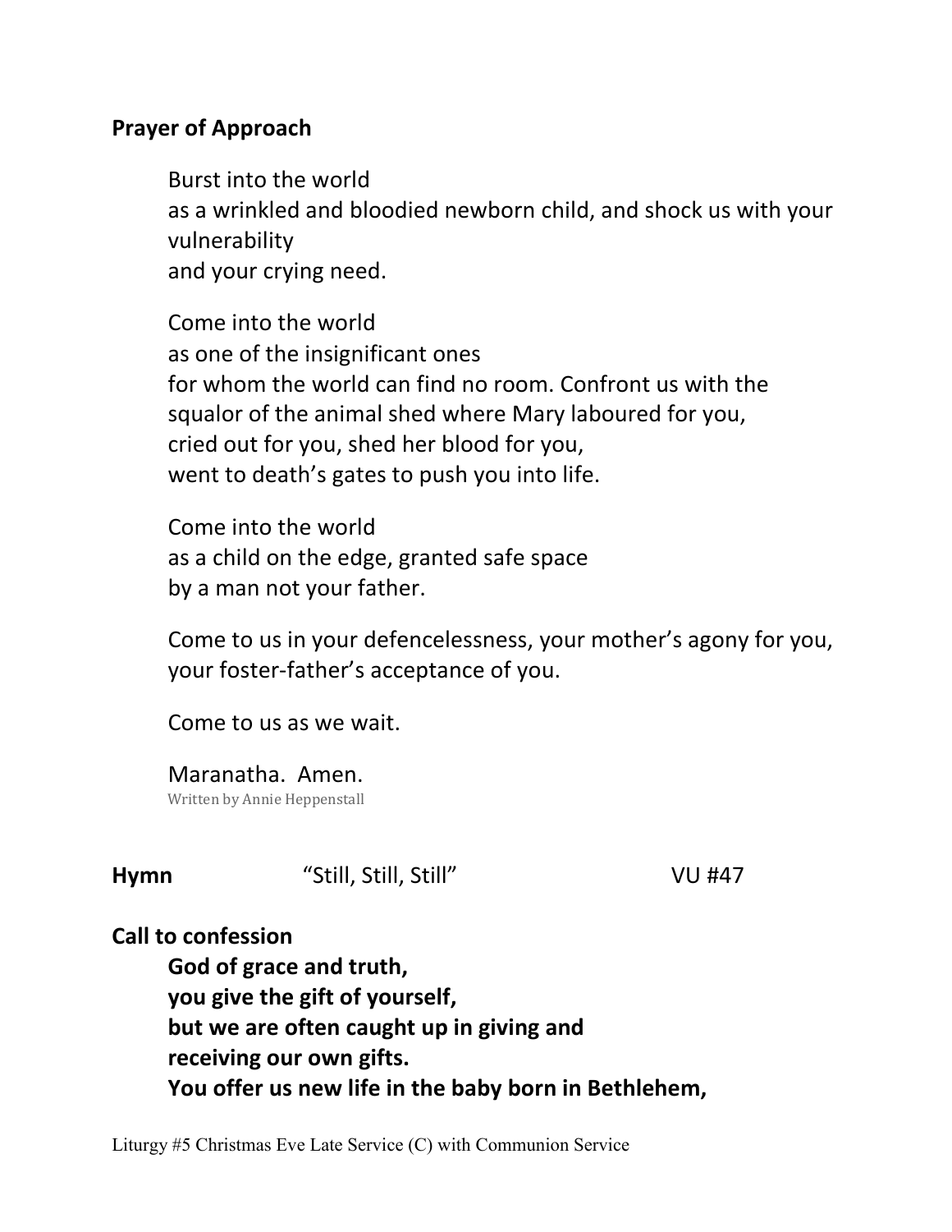**Prayer of Approach**

Burst into the world
as a wrinkled and bloodied newborn child, and shock us with your vulnerability
and your crying need.

Come into the world
as one of the insignificant ones
for whom the world can find no room. Confront us with the squalor of the animal shed where Mary laboured for you,
cried out for you, shed her blood for you,
went to death's gates to push you into life.

Come into the world
as a child on the edge, granted safe space
by a man not your father.

Come to us in your defencelessness, your mother's agony for you, your foster-father's acceptance of you.

Come to us as we wait.

Maranatha. Amen.
Written by Annie Heppenstall

**Hymn** "Still, Still, Still" VU #47

**Call to confession**

**God of grace and truth,**
**you give the gift of yourself,**
**but we are often caught up in giving and receiving our own gifts.**
**You offer us new life in the baby born in Bethlehem,**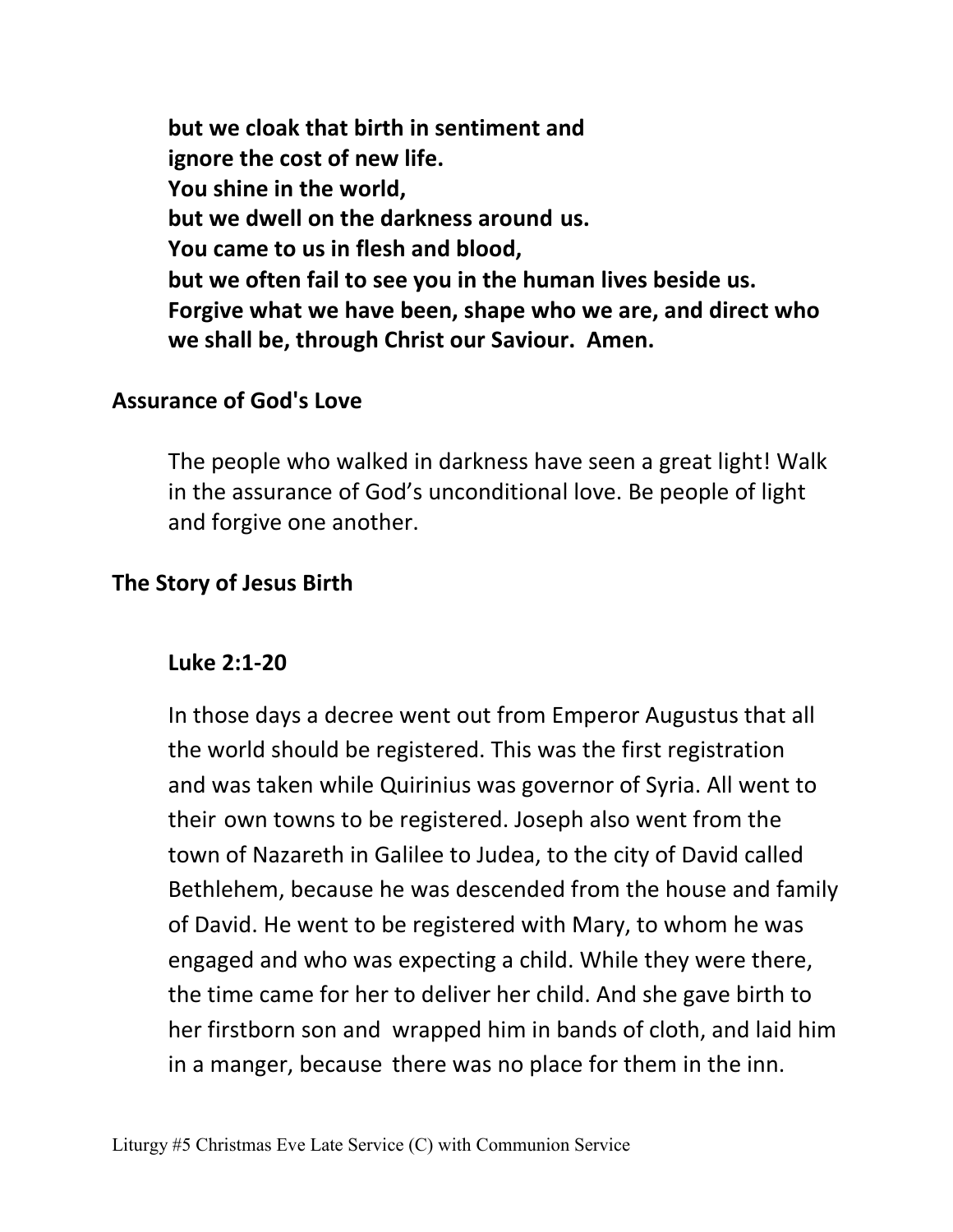**but we cloak that birth in sentiment and**
**ignore the cost of new life.**
**You shine in the world,**
**but we dwell on the darkness around us.**
**You came to us in flesh and blood,**
**but we often fail to see you in the human lives beside us.**
**Forgive what we have been, shape who we are, and direct who we shall be, through Christ our Saviour. Amen.**

## Assurance of God's Love

The people who walked in darkness have seen a great light! Walk in the assurance of God's unconditional love. Be people of light and forgive one another.

## The Story of Jesus Birth

### Luke 2:1-20

In those days a decree went out from Emperor Augustus that all the world should be registered. This was the first registration and was taken while Quirinius was governor of Syria. All went to their own towns to be registered. Joseph also went from the town of Nazareth in Galilee to Judea, to the city of David called Bethlehem, because he was descended from the house and family of David. He went to be registered with Mary, to whom he was engaged and who was expecting a child. While they were there, the time came for her to deliver her child. And she gave birth to her firstborn son and wrapped him in bands of cloth, and laid him in a manger, because there was no place for them in the inn.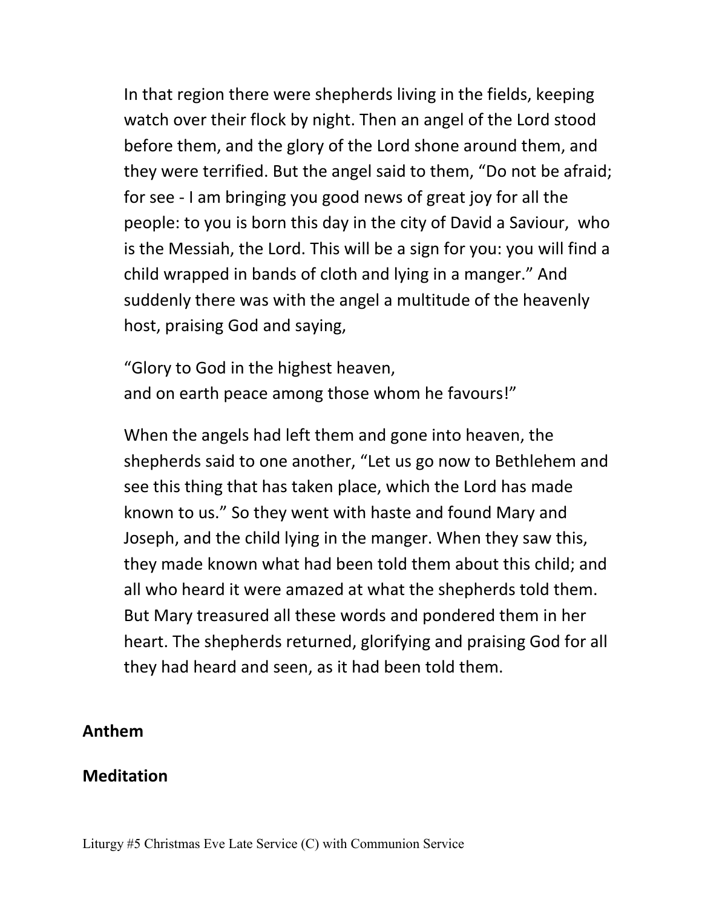In that region there were shepherds living in the fields, keeping watch over their flock by night. Then an angel of the Lord stood before them, and the glory of the Lord shone around them, and they were terrified. But the angel said to them, "Do not be afraid; for see - I am bringing you good news of great joy for all the people: to you is born this day in the city of David a Saviour, who is the Messiah, the Lord. This will be a sign for you: you will find a child wrapped in bands of cloth and lying in a manger." And suddenly there was with the angel a multitude of the heavenly host, praising God and saying,

"Glory to God in the highest heaven,
and on earth peace among those whom he favours!"

When the angels had left them and gone into heaven, the shepherds said to one another, "Let us go now to Bethlehem and see this thing that has taken place, which the Lord has made known to us." So they went with haste and found Mary and Joseph, and the child lying in the manger. When they saw this, they made known what had been told them about this child; and all who heard it were amazed at what the shepherds told them. But Mary treasured all these words and pondered them in her heart. The shepherds returned, glorifying and praising God for all they had heard and seen, as it had been told them.

**Anthem**

**Meditation**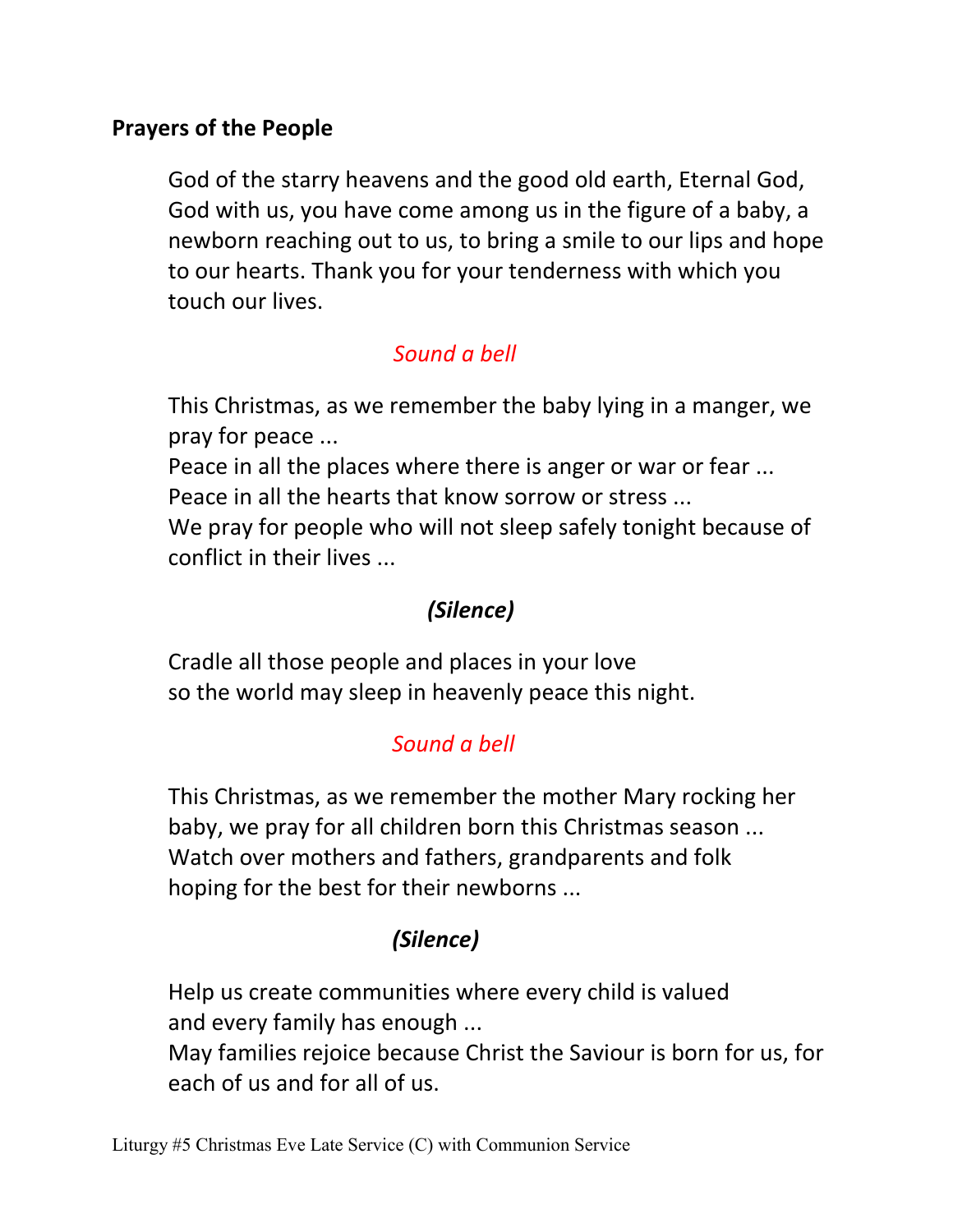**Prayers of the People**

God of the starry heavens and the good old earth, Eternal God, God with us, you have come among us in the figure of a baby, a newborn reaching out to us, to bring a smile to our lips and hope to our hearts. Thank you for your tenderness with which you touch our lives.

*Sound a bell*

This Christmas, as we remember the baby lying in a manger, we pray for peace ...
Peace in all the places where there is anger or war or fear ...
Peace in all the hearts that know sorrow or stress ...
We pray for people who will not sleep safely tonight because of conflict in their lives ...

***(Silence)***

Cradle all those people and places in your love
so the world may sleep in heavenly peace this night.

*Sound a bell*

This Christmas, as we remember the mother Mary rocking her baby, we pray for all children born this Christmas season ...
Watch over mothers and fathers, grandparents and folk
hoping for the best for their newborns ...

***(Silence)***

Help us create communities where every child is valued
and every family has enough ...
May families rejoice because Christ the Saviour is born for us, for each of us and for all of us.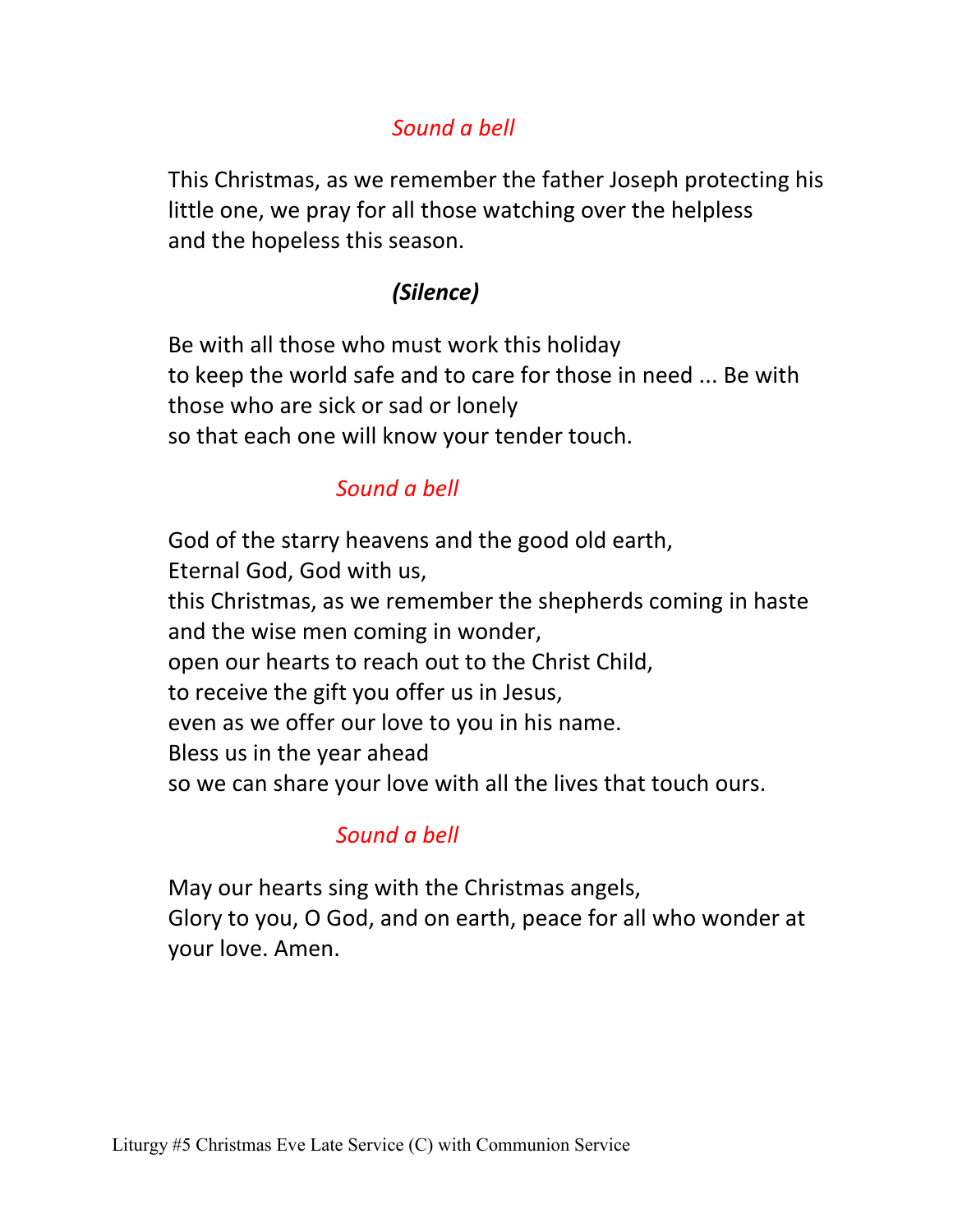*Sound a bell*

This Christmas, as we remember the father Joseph protecting his little one, we pray for all those watching over the helpless and the hopeless this season.

***(Silence)***

Be with all those who must work this holiday
to keep the world safe and to care for those in need ... Be with those who are sick or sad or lonely
so that each one will know your tender touch.

*Sound a bell*

God of the starry heavens and the good old earth,
Eternal God, God with us,
this Christmas, as we remember the shepherds coming in haste and the wise men coming in wonder,
open our hearts to reach out to the Christ Child,
to receive the gift you offer us in Jesus,
even as we offer our love to you in his name.
Bless us in the year ahead
so we can share your love with all the lives that touch ours.

*Sound a bell*

May our hearts sing with the Christmas angels,
Glory to you, O God, and on earth, peace for all who wonder at your love. Amen.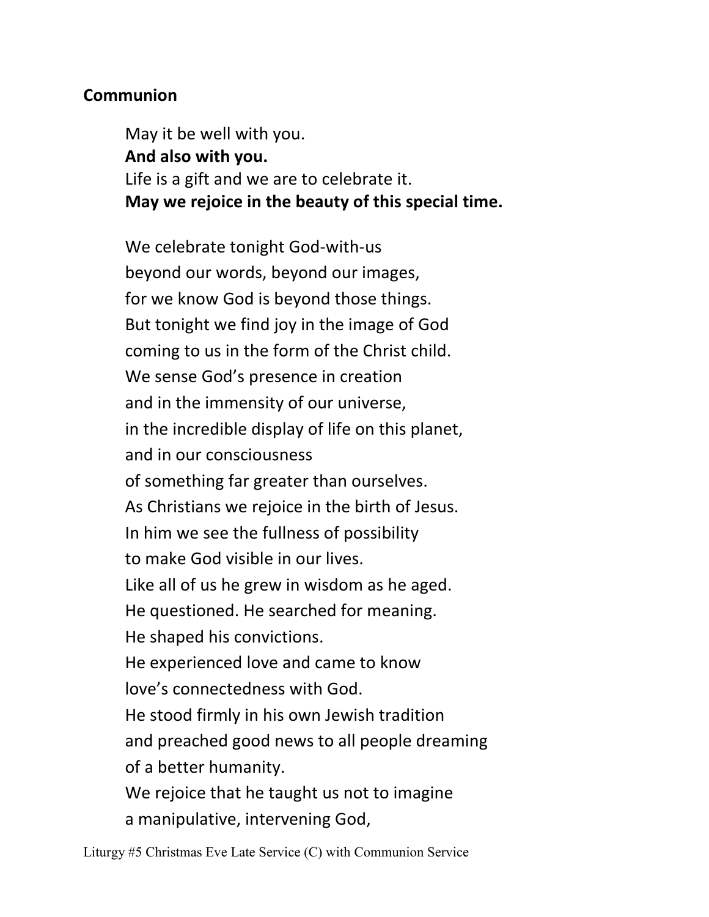**Communion**

May it be well with you.
**And also with you.**
Life is a gift and we are to celebrate it.
**May we rejoice in the beauty of this special time.**

We celebrate tonight God-with-us
beyond our words, beyond our images,
for we know God is beyond those things.
But tonight we find joy in the image of God
coming to us in the form of the Christ child.
We sense God's presence in creation
and in the immensity of our universe,
in the incredible display of life on this planet,
and in our consciousness
of something far greater than ourselves.
As Christians we rejoice in the birth of Jesus.
In him we see the fullness of possibility
to make God visible in our lives.
Like all of us he grew in wisdom as he aged.
He questioned. He searched for meaning.
He shaped his convictions.
He experienced love and came to know
love's connectedness with God.
He stood firmly in his own Jewish tradition
and preached good news to all people dreaming
of a better humanity.
We rejoice that he taught us not to imagine
a manipulative, intervening God,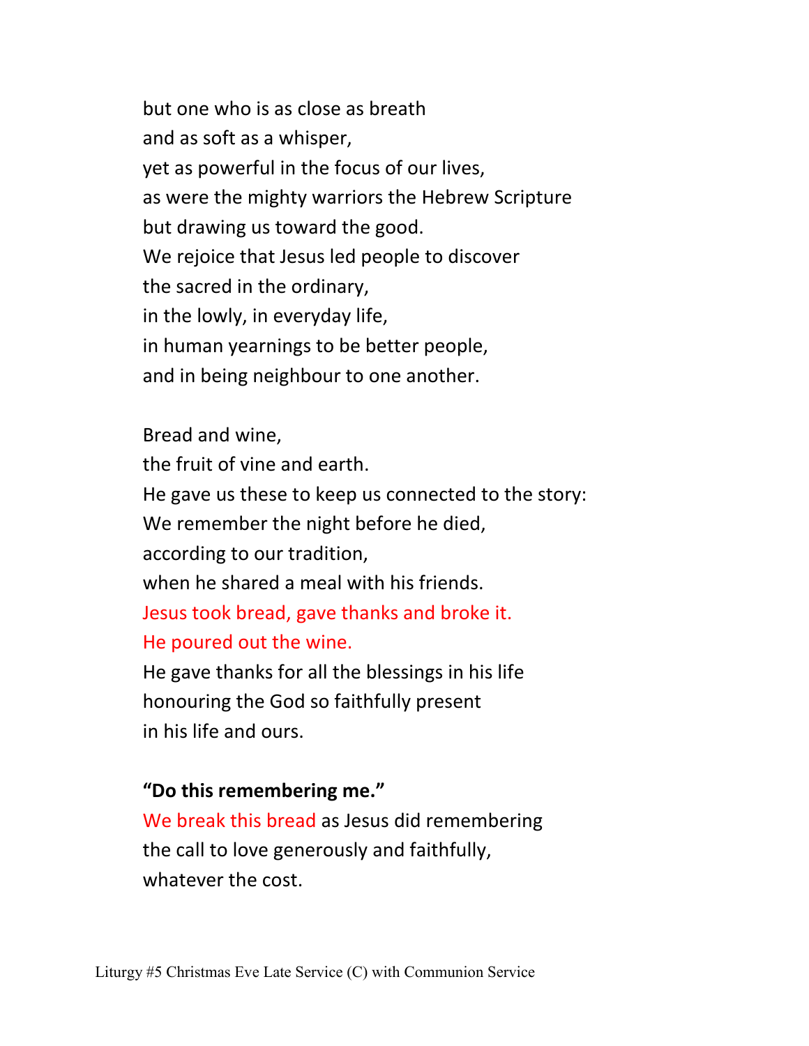but one who is as close as breath
and as soft as a whisper,
yet as powerful in the focus of our lives,
as were the mighty warriors the Hebrew Scripture
but drawing us toward the good.
We rejoice that Jesus led people to discover
the sacred in the ordinary,
in the lowly, in everyday life,
in human yearnings to be better people,
and in being neighbour to one another.

Bread and wine,
the fruit of vine and earth.
He gave us these to keep us connected to the story:
We remember the night before he died,
according to our tradition,
when he shared a meal with his friends.
Jesus took bread, gave thanks and broke it.
He poured out the wine.
He gave thanks for all the blessings in his life
honouring the God so faithfully present
in his life and ours.

**"Do this remembering me."**
We break this bread as Jesus did remembering
the call to love generously and faithfully,
whatever the cost.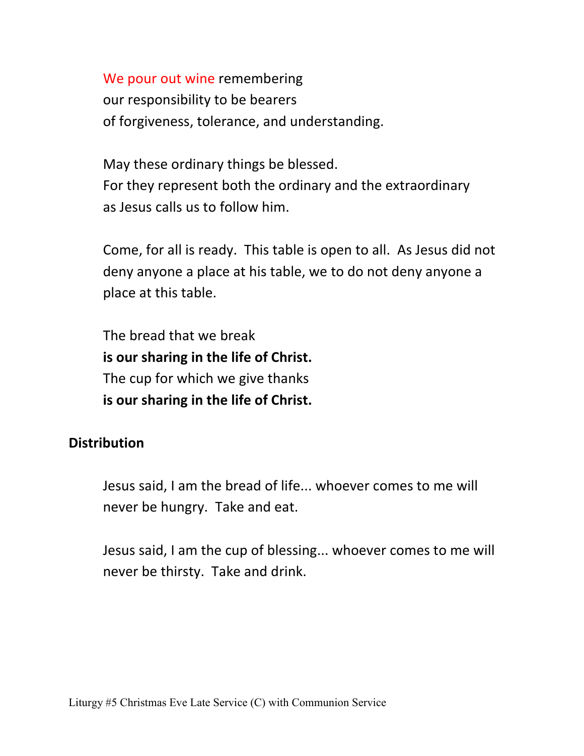We pour out wine remembering
our responsibility to be bearers
of forgiveness, tolerance, and understanding.

May these ordinary things be blessed.
For they represent both the ordinary and the extraordinary
as Jesus calls us to follow him.

Come, for all is ready. This table is open to all. As Jesus did not deny anyone a place at his table, we to do not deny anyone a place at this table.

The bread that we break
**is our sharing in the life of Christ.**
The cup for which we give thanks
**is our sharing in the life of Christ.**

**Distribution**

Jesus said, I am the bread of life... whoever comes to me will never be hungry. Take and eat.

Jesus said, I am the cup of blessing... whoever comes to me will never be thirsty. Take and drink.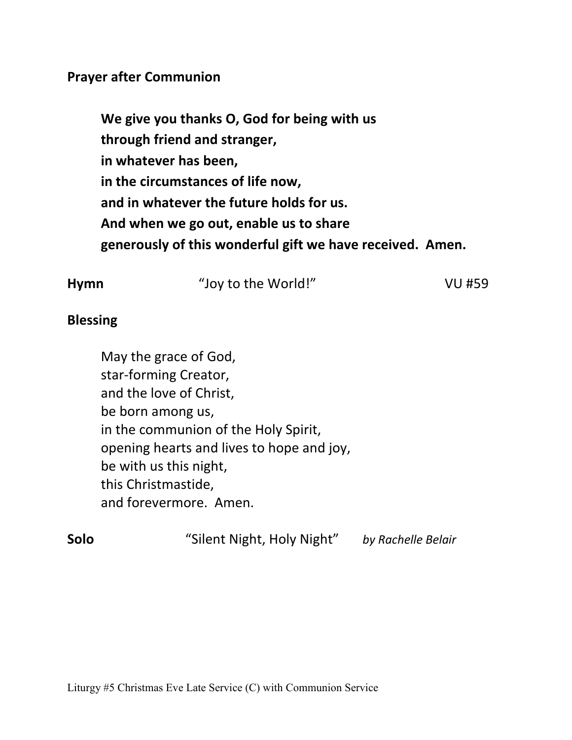**Prayer after Communion**

**We give you thanks O, God for being with us**
**through friend and stranger,**
**in whatever has been,**
**in the circumstances of life now,**
**and in whatever the future holds for us.**
**And when we go out, enable us to share**
**generously of this wonderful gift we have received. Amen.**

**Hymn** "Joy to the World!" VU #59

**Blessing**

May the grace of God,
star-forming Creator,
and the love of Christ,
be born among us,
in the communion of the Holy Spirit,
opening hearts and lives to hope and joy,
be with us this night,
this Christmastide,
and forevermore. Amen.

**Solo** "Silent Night, Holy Night" *by Rachelle Belair*